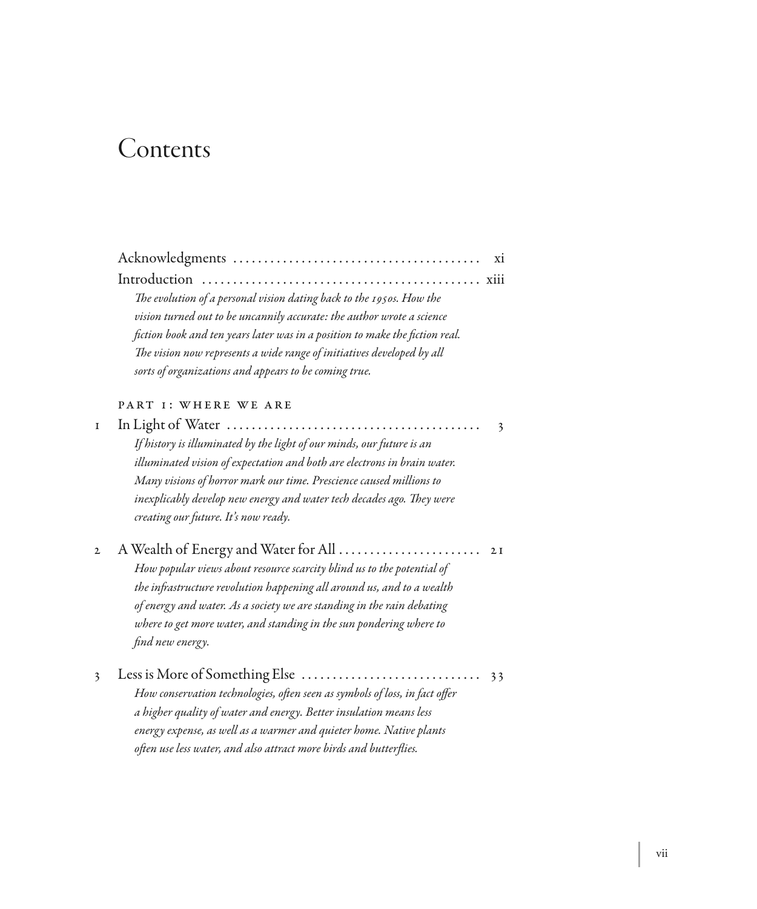# Contents

Acknowledgments ........................................ xi

Introduction ............................................ xiii

*The evolution of a personal vision dating back to the 1950s. How the vision turned out to be uncannily accurate: the author wrote a science fiction book and ten years later was in a position to make the fiction real. The vision now represents a wide range of initiatives developed by all sorts of organizations and appears to be coming true.*

## PART 1: WHERE WE ARE

1 In Light of Water ........................................ 3

*If history is illuminated by the light of our minds, our future is an illuminated vision of expectation and both are electrons in brain water. Many visions of horror mark our time. Prescience caused millions to inexplicably develop new energy and water tech decades ago. They were creating our future. It's now ready.*

2 A Wealth of Energy and Water for All ...................... 21

*How popular views about resource scarcity blind us to the potential of the infrastructure revolution happening all around us, and to a wealth of energy and water. As a society we are standing in the rain debating where to get more water, and standing in the sun pondering where to find new energy.*

3 Less is More of Something Else ............................ 33

*How conservation technologies, often seen as symbols of loss, in fact offer a higher quality of water and energy. Better insulation means less energy expense, as well as a warmer and quieter home. Native plants often use less water, and also attract more birds and butterflies.*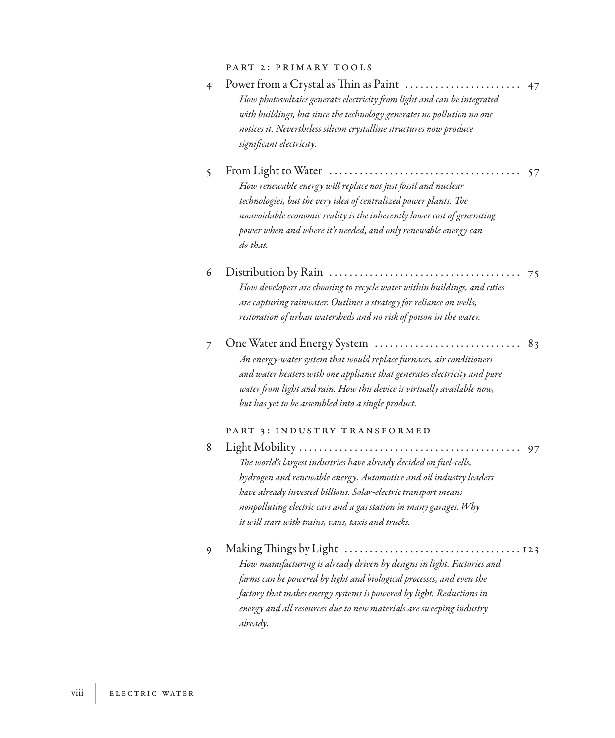## Part 2: Primary Tools

4 Power from a Crystal as Thin as Paint ....................... 47

*How photovoltaics generate electricity from light and can be integrated with buildings, but since the technology generates no pollution no one notices it. Nevertheless silicon crystalline structures now produce significant electricity.*

5 From Light to Water ....................................... 57

*How renewable energy will replace not just fossil and nuclear technologies, but the very idea of centralized power plants. The unavoidable economic reality is the inherently lower cost of generating power when and where it's needed, and only renewable energy can do that.*

6 Distribution by Rain ....................................... 75

*How developers are choosing to recycle water within buildings, and cities are capturing rainwater. Outlines a strategy for reliance on wells, restoration of urban watersheds and no risk of poison in the water.*

7 One Water and Energy System ............................. 83

*An energy-water system that would replace furnaces, air conditioners and water heaters with one appliance that generates electricity and pure water from light and rain. How this device is virtually available now, but has yet to be assembled into a single product.*

## Part 3: Industry Transformed

8 Light Mobility ............................................ 97

*The world's largest industries have already decided on fuel-cells, hydrogen and renewable energy. Automotive and oil industry leaders have already invested billions. Solar-electric transport means nonpolluting electric cars and a gas station in many garages. Why it will start with trains, vans, taxis and trucks.*

9 Making Things by Light .................................... 123

*How manufacturing is already driven by designs in light. Factories and farms can be powered by light and biological processes, and even the factory that makes energy systems is powered by light. Reductions in energy and all resources due to new materials are sweeping industry already.*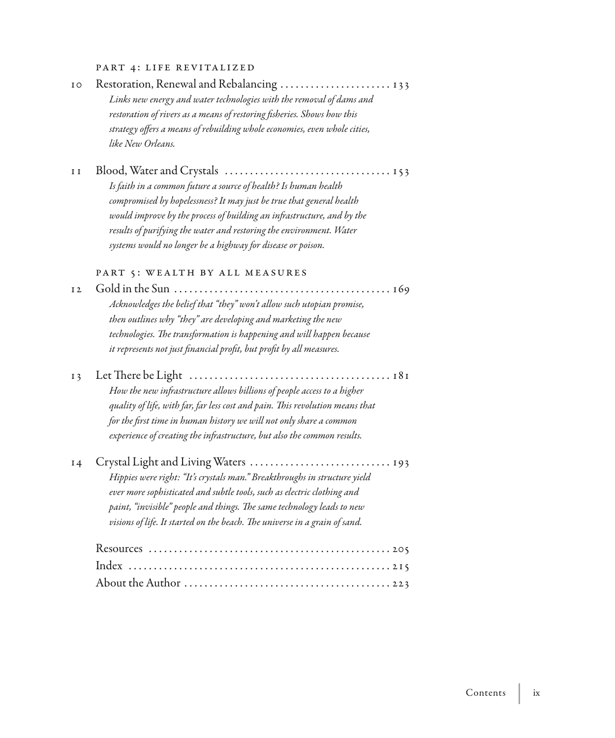## PART 4: LIFE REVITALIZED

10 Restoration, Renewal and Rebalancing ...................... 133

*Links new energy and water technologies with the removal of dams and restoration of rivers as a means of restoring fisheries. Shows how this strategy offers a means of rebuilding whole economies, even whole cities, like New Orleans.*

11 Blood, Water and Crystals ................................. 153

*Is faith in a common future a source of health? Is human health compromised by hopelessness? It may just be true that general health would improve by the process of building an infrastructure, and by the results of purifying the water and restoring the environment. Water systems would no longer be a highway for disease or poison.*

## PART 5: WEALTH BY ALL MEASURES

12 Gold in the Sun .......................................... 169

*Acknowledges the belief that "they" won't allow such utopian promise, then outlines why "they" are developing and marketing the new technologies. The transformation is happening and will happen because it represents not just financial profit, but profit by all measures.*

13 Let There be Light ....................................... 181

*How the new infrastructure allows billions of people access to a higher quality of life, with far, far less cost and pain. This revolution means that for the first time in human history we will not only share a common experience of creating the infrastructure, but also the common results.*

14 Crystal Light and Living Waters ............................ 193

*Hippies were right: "It's crystals man." Breakthroughs in structure yield ever more sophisticated and subtle tools, such as electric clothing and paint, "invisible" people and things. The same technology leads to new visions of life. It started on the beach. The universe in a grain of sand.*

Resources ................................................ 205

Index .................................................... 215

About the Author ......................................... 223